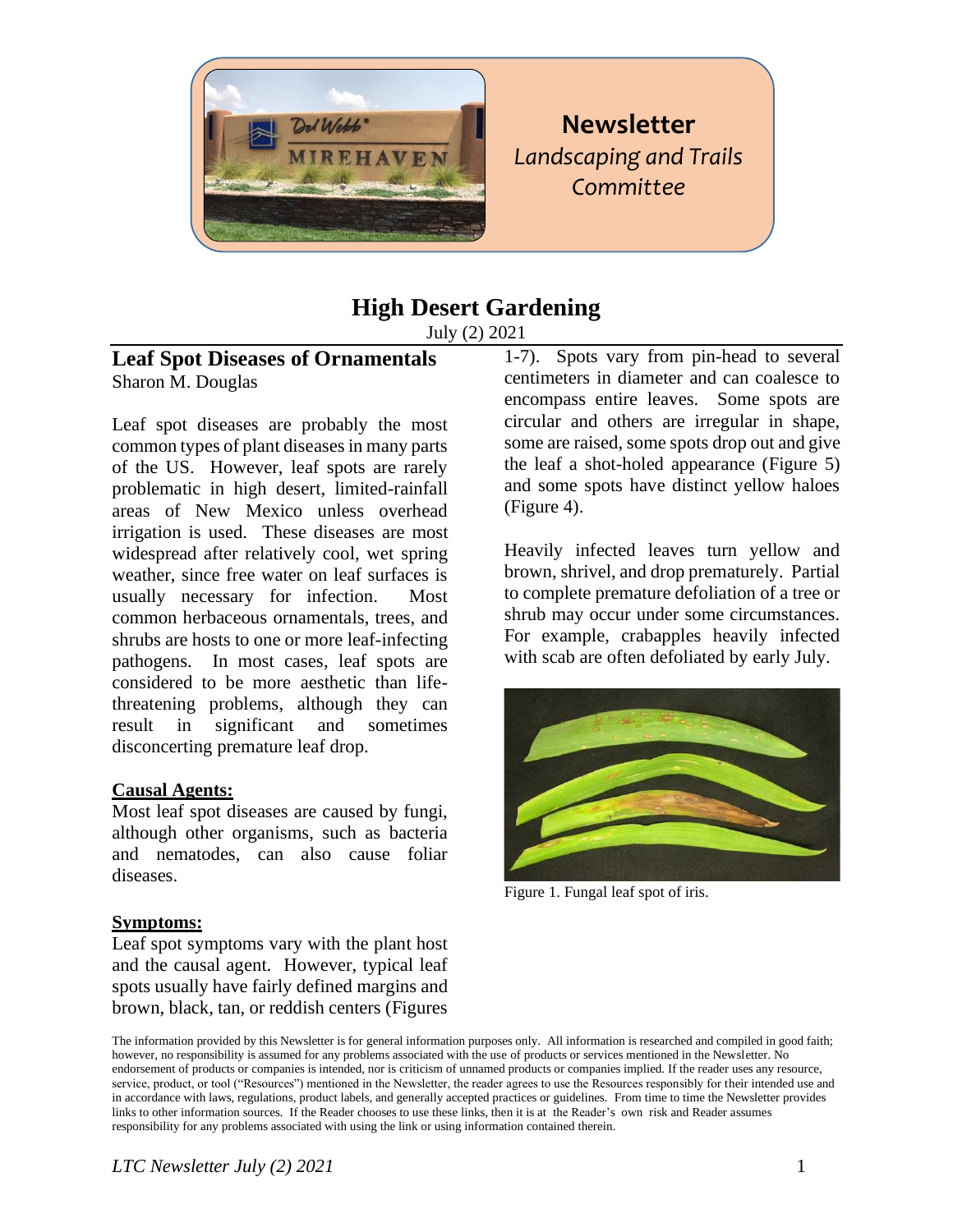# Newsletter

*Landscaping and Trails Committee*

## High Desert Gardening

July (2) 2021

### Leaf Spot Diseases of Ornamentals

Sharon M. Douglas

Leaf spot diseases are probably the most common types of plant diseases in many parts of the US. However, leaf spots are rarely problematic in high desert, limited-rainfall areas of New Mexico unless overhead irrigation is used. These diseases are most widespread after relatively cool, wet spring weather, since free water on leaf surfaces is usually necessary for infection. Most common herbaceous ornamentals, trees, and shrubs are hosts to one or more leaf-infecting pathogens. In most cases, leaf spots are considered to be more aesthetic than life-threatening problems, although they can result in significant and sometimes disconcerting premature leaf drop.

**Causal Agents:**

Most leaf spot diseases are caused by fungi, although other organisms, such as bacteria and nematodes, can also cause foliar diseases.

**Symptoms:**

Leaf spot symptoms vary with the plant host and the causal agent. However, typical leaf spots usually have fairly defined margins and brown, black, tan, or reddish centers (Figures 1-7). Spots vary from pin-head to several centimeters in diameter and can coalesce to encompass entire leaves. Some spots are circular and others are irregular in shape, some are raised, some spots drop out and give the leaf a shot-holed appearance (Figure 5) and some spots have distinct yellow haloes (Figure 4).

Heavily infected leaves turn yellow and brown, shrivel, and drop prematurely. Partial to complete premature defoliation of a tree or shrub may occur under some circumstances. For example, crabapples heavily infected with scab are often defoliated by early July.

Figure 1. Fungal leaf spot of iris.

The information provided by this Newsletter is for general information purposes only. All information is researched and compiled in good faith; however, no responsibility is assumed for any problems associated with the use of products or services mentioned in the Newsletter. No endorsement of products or companies is intended, nor is criticism of unnamed products or companies implied. If the reader uses any resource, service, product, or tool ("Resources") mentioned in the Newsletter, the reader agrees to use the Resources responsibly for their intended use and in accordance with laws, regulations, product labels, and generally accepted practices or guidelines. From time to time the Newsletter provides links to other information sources. If the Reader chooses to use these links, then it is at the Reader's own risk and Reader assumes responsibility for any problems associated with using the link or using information contained therein.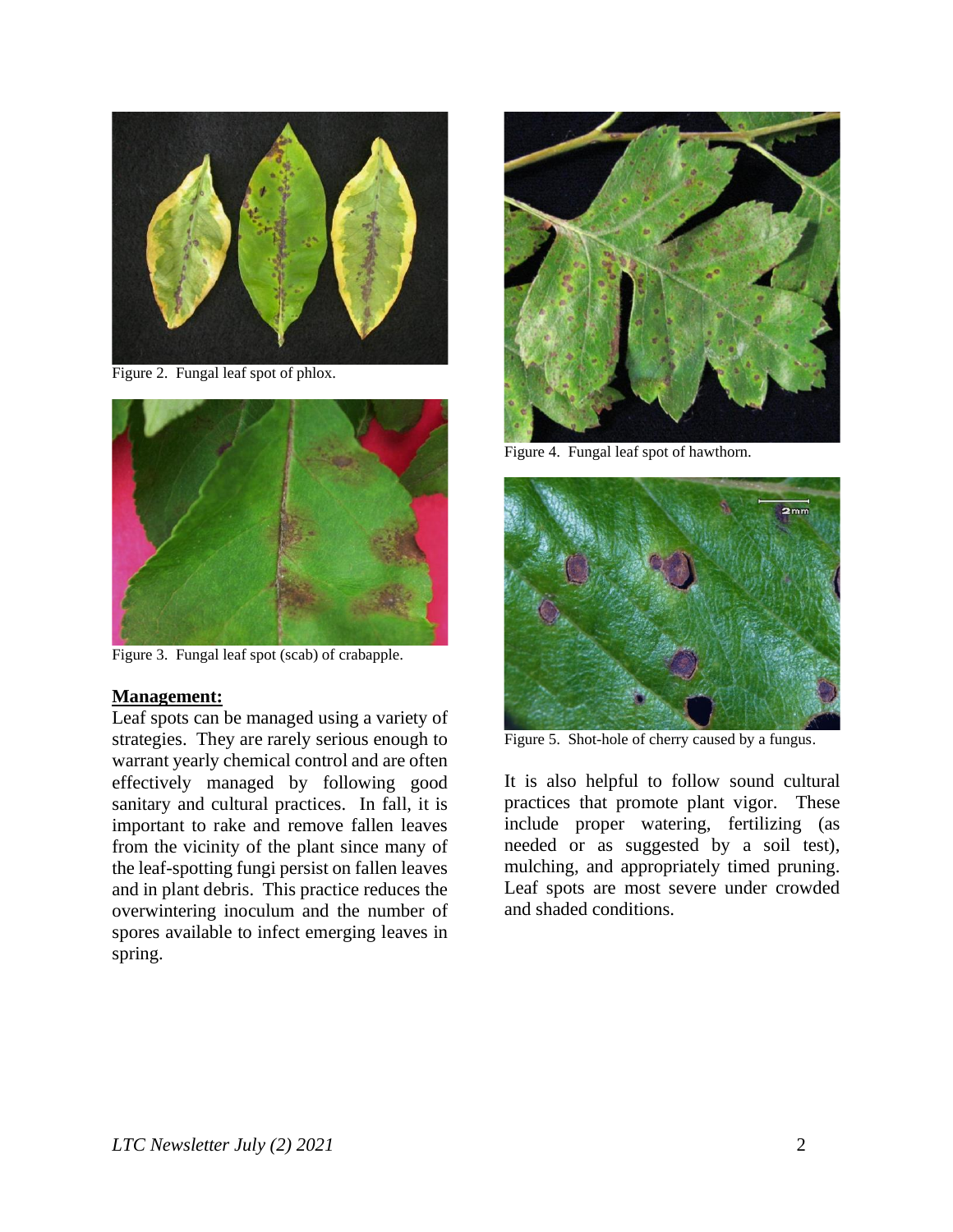Figure 2. Fungal leaf spot of phlox.

Figure 3. Fungal leaf spot (scab) of crabapple.

## Management:

Leaf spots can be managed using a variety of strategies. They are rarely serious enough to warrant yearly chemical control and are often effectively managed by following good sanitary and cultural practices. In fall, it is important to rake and remove fallen leaves from the vicinity of the plant since many of the leaf-spotting fungi persist on fallen leaves and in plant debris. This practice reduces the overwintering inoculum and the number of spores available to infect emerging leaves in spring.

Figure 4. Fungal leaf spot of hawthorn.

Figure 5. Shot-hole of cherry caused by a fungus.

It is also helpful to follow sound cultural practices that promote plant vigor. These include proper watering, fertilizing (as needed or as suggested by a soil test), mulching, and appropriately timed pruning. Leaf spots are most severe under crowded and shaded conditions.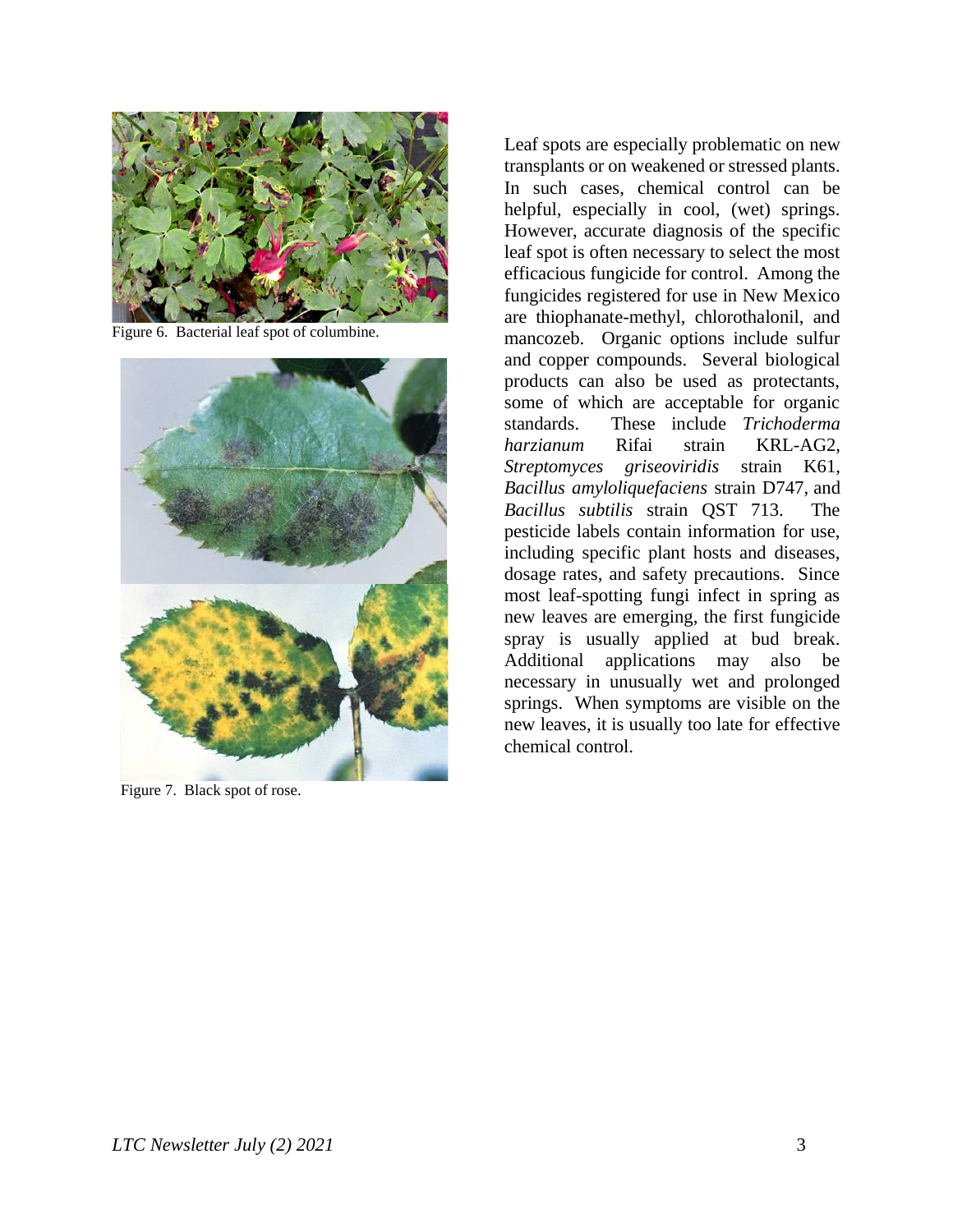Figure 6. Bacterial leaf spot of columbine.

Figure 7. Black spot of rose.

Leaf spots are especially problematic on new transplants or on weakened or stressed plants. In such cases, chemical control can be helpful, especially in cool, (wet) springs. However, accurate diagnosis of the specific leaf spot is often necessary to select the most efficacious fungicide for control. Among the fungicides registered for use in New Mexico are thiophanate-methyl, chlorothalonil, and mancozeb. Organic options include sulfur and copper compounds. Several biological products can also be used as protectants, some of which are acceptable for organic standards. These include *Trichoderma harzianum* Rifai strain KRL-AG2, *Streptomyces griseoviridis* strain K61, *Bacillus amyloliquefaciens* strain D747, and *Bacillus subtilis* strain QST 713. The pesticide labels contain information for use, including specific plant hosts and diseases, dosage rates, and safety precautions. Since most leaf-spotting fungi infect in spring as new leaves are emerging, the first fungicide spray is usually applied at bud break. Additional applications may also be necessary in unusually wet and prolonged springs. When symptoms are visible on the new leaves, it is usually too late for effective chemical control.